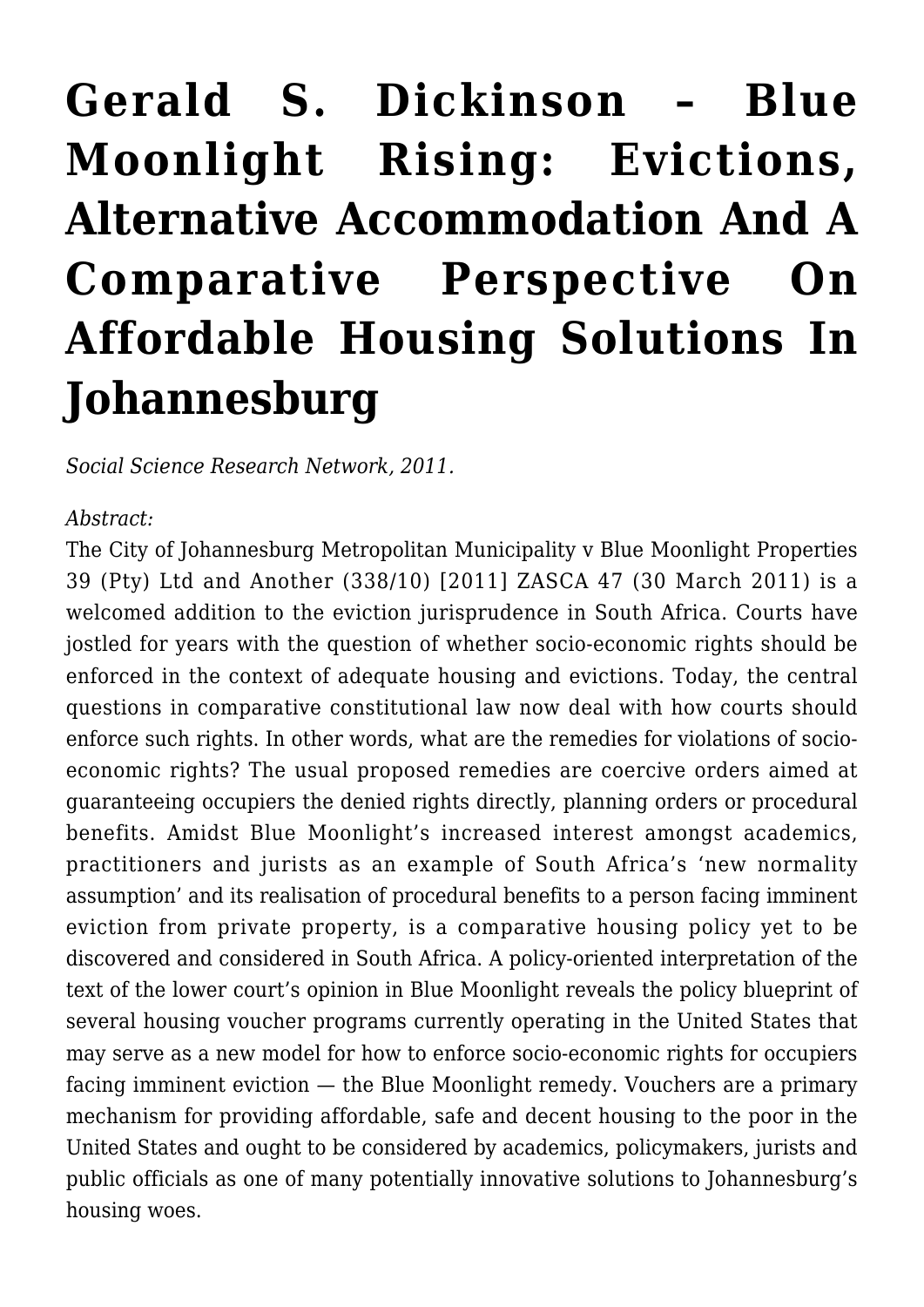# Gerald S. Dickinson – Blue Moonlight Rising: Evictions, Alternative Accommodation And A Comparative Perspective On Affordable Housing Solutions In Johannesburg

*Social Science Research Network, 2011.*

*Abstract:*

The City of Johannesburg Metropolitan Municipality v Blue Moonlight Properties 39 (Pty) Ltd and Another (338/10) [2011] ZASCA 47 (30 March 2011) is a welcomed addition to the eviction jurisprudence in South Africa. Courts have jostled for years with the question of whether socio-economic rights should be enforced in the context of adequate housing and evictions. Today, the central questions in comparative constitutional law now deal with how courts should enforce such rights. In other words, what are the remedies for violations of socio-economic rights? The usual proposed remedies are coercive orders aimed at guaranteeing occupiers the denied rights directly, planning orders or procedural benefits. Amidst Blue Moonlight's increased interest amongst academics, practitioners and jurists as an example of South Africa's 'new normality assumption' and its realisation of procedural benefits to a person facing imminent eviction from private property, is a comparative housing policy yet to be discovered and considered in South Africa. A policy-oriented interpretation of the text of the lower court's opinion in Blue Moonlight reveals the policy blueprint of several housing voucher programs currently operating in the United States that may serve as a new model for how to enforce socio-economic rights for occupiers facing imminent eviction — the Blue Moonlight remedy. Vouchers are a primary mechanism for providing affordable, safe and decent housing to the poor in the United States and ought to be considered by academics, policymakers, jurists and public officials as one of many potentially innovative solutions to Johannesburg's housing woes.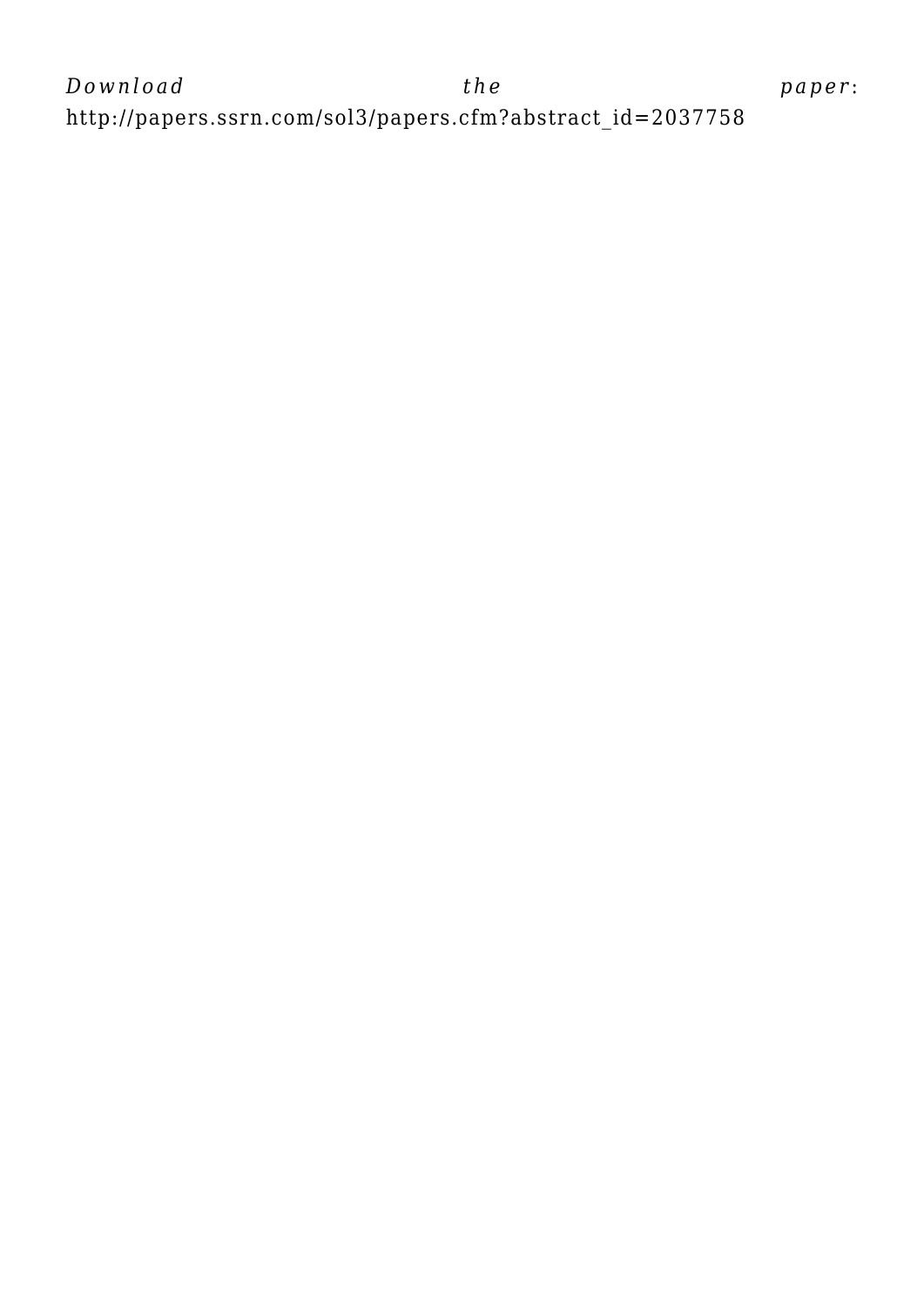*Download the paper*: http://papers.ssrn.com/sol3/papers.cfm?abstract_id=2037758